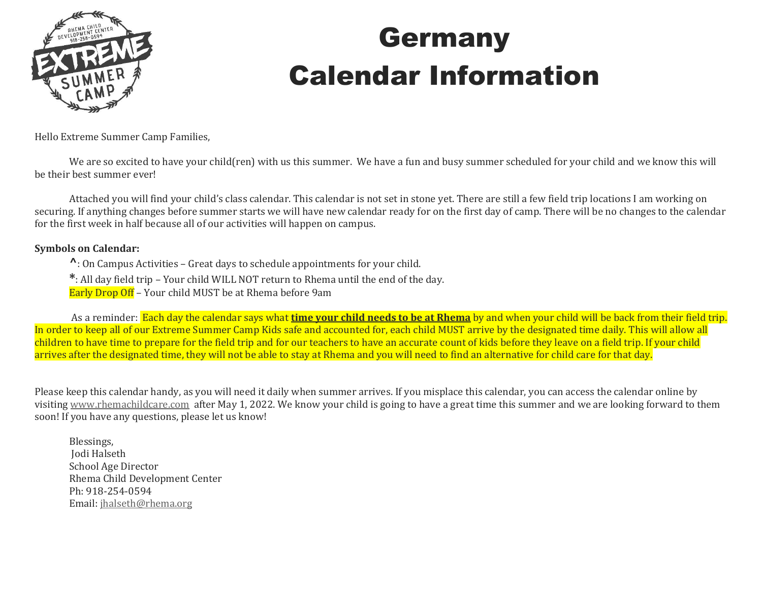# Germany
# Calendar Information

Hello Extreme Summer Camp Families,

We are so excited to have your child(ren) with us this summer. We have a fun and busy summer scheduled for your child and we know this will be their best summer ever!

Attached you will find your child's class calendar. This calendar is not set in stone yet. There are still a few field trip locations I am working on securing. If anything changes before summer starts we will have new calendar ready for on the first day of camp. There will be no changes to the calendar for the first week in half because all of our activities will happen on campus.

**Symbols on Calendar:**

^: On Campus Activities – Great days to schedule appointments for your child.

*: All day field trip – Your child WILL NOT return to Rhema until the end of the day.

Early Drop Off – Your child MUST be at Rhema before 9am

As a reminder: Each day the calendar says what **time your child needs to be at Rhema** by and when your child will be back from their field trip. In order to keep all of our Extreme Summer Camp Kids safe and accounted for, each child MUST arrive by the designated time daily. This will allow all children to have time to prepare for the field trip and for our teachers to have an accurate count of kids before they leave on a field trip. If your child arrives after the designated time, they will not be able to stay at Rhema and you will need to find an alternative for child care for that day.

Please keep this calendar handy, as you will need it daily when summer arrives. If you misplace this calendar, you can access the calendar online by visiting www.rhemachildcare.com after May 1, 2022. We know your child is going to have a great time this summer and we are looking forward to them soon! If you have any questions, please let us know!

Blessings,
Jodi Halseth
School Age Director
Rhema Child Development Center
Ph: 918-254-0594
Email: jhalseth@rhema.org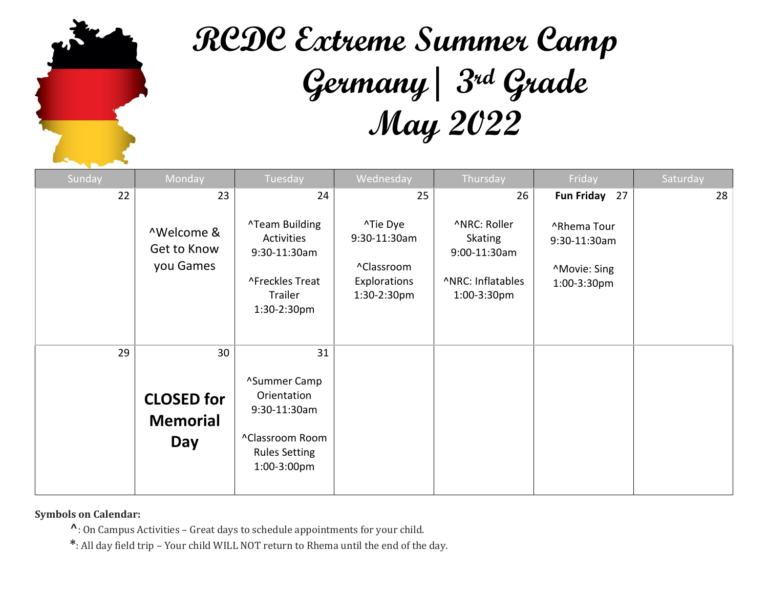# RCDC Extreme Summer Camp
# Germany | 3rd Grade
# May 2022

| Sunday | Monday | Tuesday | Wednesday | Thursday | Friday | Saturday |
|---|---|---|---|---|---|---|
| 22 | 23<br><br>^Welcome & Get to Know you Games | 24<br><br>^Team Building Activities 9:30-11:30am<br><br>^Freckles Treat Trailer 1:30-2:30pm | 25<br><br>^Tie Dye 9:30-11:30am<br><br>^Classroom Explorations 1:30-2:30pm | 26<br><br>^NRC: Roller Skating 9:00-11:30am<br><br>^NRC: Inflatables 1:00-3:30pm | **Fun Friday** 27<br><br>^Rhema Tour 9:30-11:30am<br><br>^Movie: Sing 1:00-3:30pm | 28 |
| 29 | 30<br><br>**CLOSED for Memorial Day** | 31<br><br>^Summer Camp Orientation 9:30-11:30am<br><br>^Classroom Room Rules Setting 1:00-3:00pm | | | | |

**Symbols on Calendar:**

^: On Campus Activities – Great days to schedule appointments for your child.

*: All day field trip – Your child WILL NOT return to Rhema until the end of the day.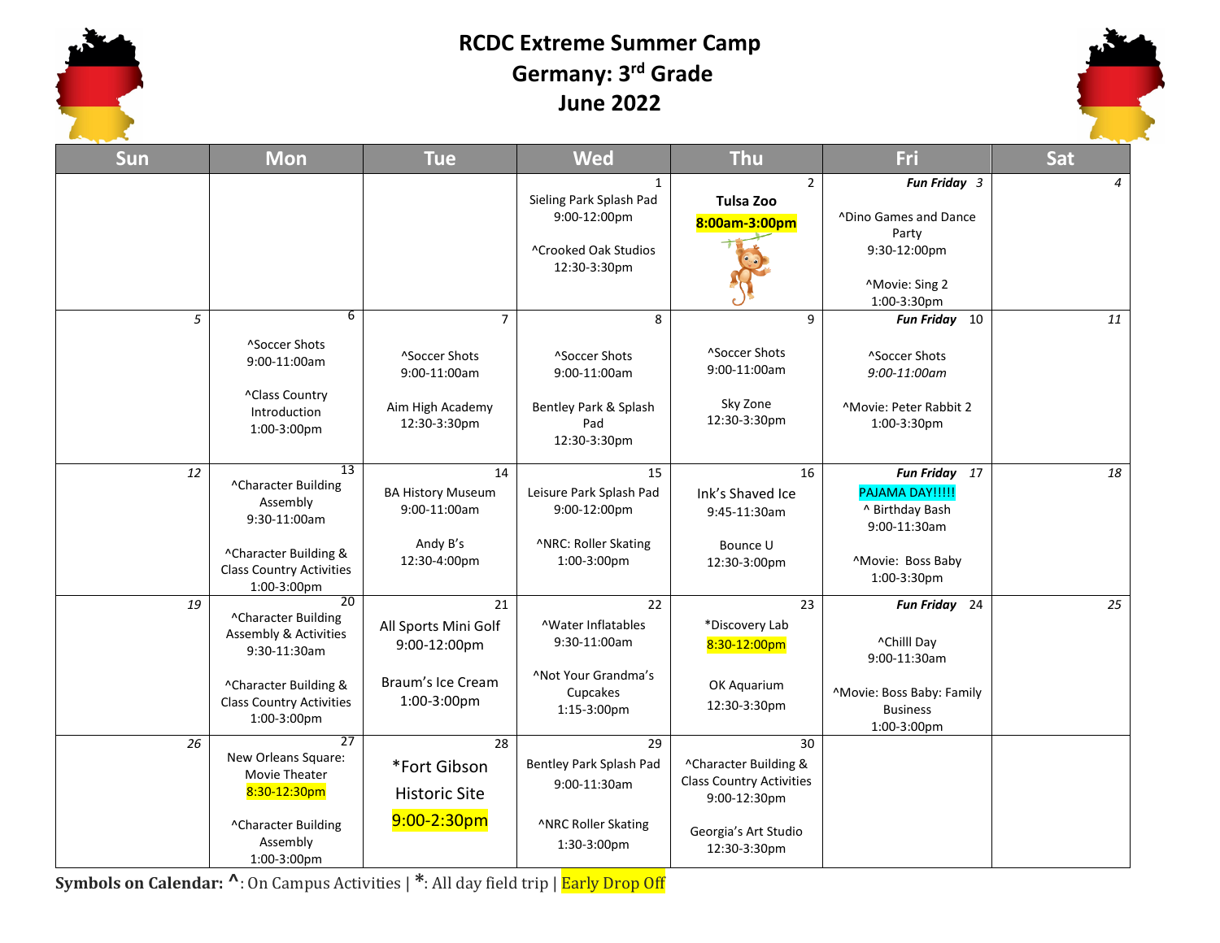# RCDC Extreme Summer Camp
# Germany: 3rd Grade
# June 2022

| Sun | Mon | Tue | Wed | Thu | Fri | Sat |
|---|---|---|---|---|---|---|
| | | | 1<br>Sieling Park Splash Pad<br>9:00-12:00pm<br><br>^Crooked Oak Studios<br>12:30-3:30pm | 2<br>**Tulsa Zoo**<br>**8:00am-3:00pm** | ***Fun Friday*** 3<br><br>^Dino Games and Dance Party<br>9:30-12:00pm<br><br>^Movie: Sing 2<br>1:00-3:30pm | 4 |
| 5 | 6<br>^Soccer Shots<br>9:00-11:00am<br><br>^Class Country Introduction<br>1:00-3:00pm | 7<br>^Soccer Shots<br>9:00-11:00am<br><br>Aim High Academy<br>12:30-3:30pm | 8<br>^Soccer Shots<br>9:00-11:00am<br><br>Bentley Park & Splash Pad<br>12:30-3:30pm | 9<br>^Soccer Shots<br>9:00-11:00am<br><br>Sky Zone<br>12:30-3:30pm | ***Fun Friday*** 10<br><br>^Soccer Shots<br>*9:00-11:00am*<br><br>^Movie: Peter Rabbit 2<br>1:00-3:30pm | 11 |
| 12 | 13<br>^Character Building Assembly<br>9:30-11:00am<br><br>^Character Building & Class Country Activities<br>1:00-3:00pm | 14<br>BA History Museum<br>9:00-11:00am<br><br>Andy B's<br>12:30-4:00pm | 15<br>Leisure Park Splash Pad<br>9:00-12:00pm<br><br>^NRC: Roller Skating<br>1:00-3:00pm | 16<br>Ink's Shaved Ice<br>9:45-11:30am<br><br>Bounce U<br>12:30-3:00pm | ***Fun Friday*** 17<br>PAJAMA DAY!!!!!<br>^ Birthday Bash<br>9:00-11:30am<br><br>^Movie: Boss Baby<br>1:00-3:30pm | 18 |
| 19 | 20<br>^Character Building Assembly & Activities<br>9:30-11:30am<br><br>^Character Building & Class Country Activities<br>1:00-3:00pm | 21<br>All Sports Mini Golf<br>9:00-12:00pm<br><br>Braum's Ice Cream<br>1:00-3:00pm | 22<br>^Water Inflatables<br>9:30-11:00am<br><br>^Not Your Grandma's Cupcakes<br>1:15-3:00pm | 23<br>*Discovery Lab<br>8:30-12:00pm<br><br>OK Aquarium<br>12:30-3:30pm | ***Fun Friday*** 24<br><br>^Chilll Day<br>9:00-11:30am<br><br>^Movie: Boss Baby: Family Business<br>1:00-3:00pm | 25 |
| 26 | 27<br>New Orleans Square: Movie Theater<br>8:30-12:30pm<br><br>^Character Building Assembly<br>1:00-3:00pm | 28<br>*Fort Gibson Historic Site<br>9:00-2:30pm | 29<br>Bentley Park Splash Pad<br>9:00-11:30am<br><br>^NRC Roller Skating<br>1:30-3:00pm | 30<br>^Character Building & Class Country Activities<br>9:00-12:30pm<br><br>Georgia's Art Studio<br>12:30-3:30pm | | |

**Symbols on Calendar: ^**: On Campus Activities | *****: All day field trip | Early Drop Off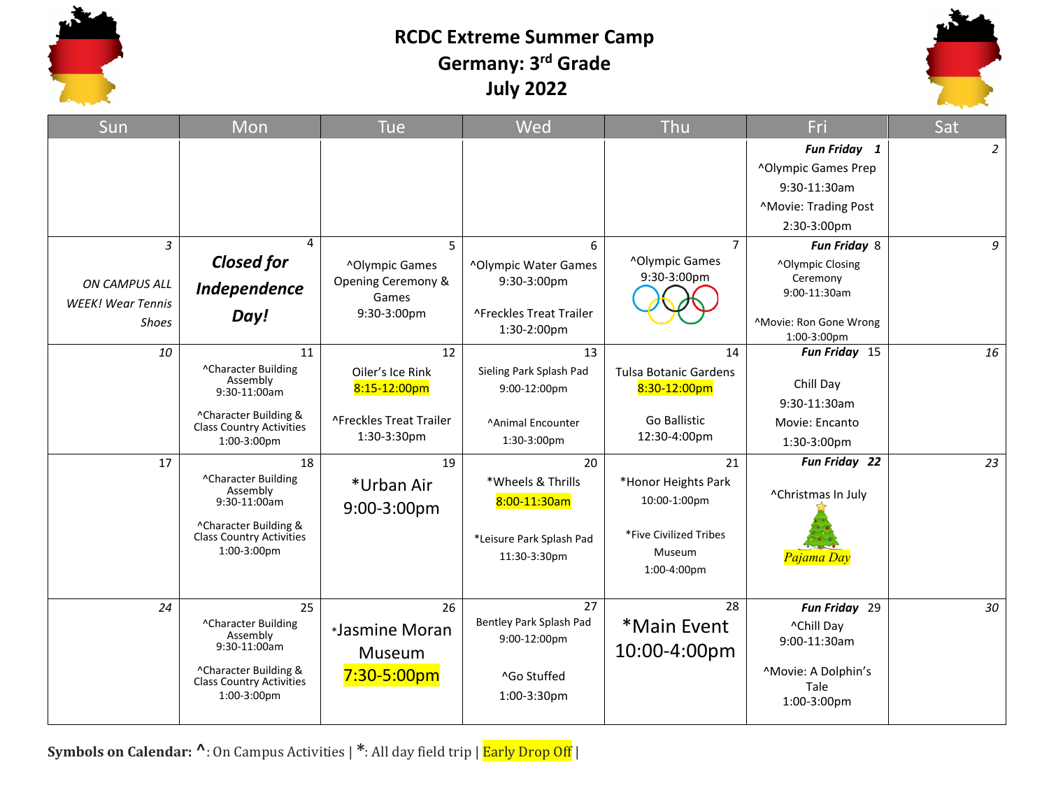# RCDC Extreme Summer Camp
## Germany: 3rd Grade
## July 2022

| Sun | Mon | Tue | Wed | Thu | Fri | Sat |
|---|---|---|---|---|---|---|
| | | | | | ***Fun Friday*** 1<br>^Olympic Games Prep<br>9:30-11:30am<br>^Movie: Trading Post<br>2:30-3:00pm | 2 |
| 3<br>*ON CAMPUS ALL WEEK! Wear Tennis Shoes* | 4<br>***Closed for Independence Day!*** | 5<br>^Olympic Games Opening Ceremony & Games<br>9:30-3:00pm | 6<br>^Olympic Water Games<br>9:30-3:00pm<br>^Freckles Treat Trailer<br>1:30-2:00pm | 7<br>^Olympic Games<br>9:30-3:00pm | ***Fun Friday*** 8<br>^Olympic Closing Ceremony<br>9:00-11:30am<br>^Movie: Ron Gone Wrong<br>1:00-3:00pm | 9 |
| 10 | 11<br>^Character Building Assembly<br>9:30-11:00am<br>^Character Building & Class Country Activities<br>1:00-3:00pm | 12<br>Oiler's Ice Rink<br>8:15-12:00pm<br>^Freckles Treat Trailer<br>1:30-3:30pm | 13<br>Sieling Park Splash Pad<br>9:00-12:00pm<br>^Animal Encounter<br>1:30-3:00pm | 14<br>Tulsa Botanic Gardens<br>8:30-12:00pm<br>Go Ballistic<br>12:30-4:00pm | ***Fun Friday*** 15<br>Chill Day<br>9:30-11:30am<br>Movie: Encanto<br>1:30-3:00pm | 16 |
| 17 | 18<br>^Character Building Assembly<br>9:30-11:00am<br>^Character Building & Class Country Activities<br>1:00-3:00pm | 19<br>*Urban Air<br>9:00-3:00pm | 20<br>*Wheels & Thrills<br>8:00-11:30am<br>*Leisure Park Splash Pad<br>11:30-3:30pm | 21<br>*Honor Heights Park<br>10:00-1:00pm<br>*Five Civilized Tribes Museum<br>1:00-4:00pm | ***Fun Friday*** 22<br>^Christmas In July<br>*Pajama Day* | 23 |
| 24 | 25<br>^Character Building Assembly<br>9:30-11:00am<br>^Character Building & Class Country Activities<br>1:00-3:00pm | 26<br>*Jasmine Moran Museum<br>7:30-5:00pm | 27<br>Bentley Park Splash Pad<br>9:00-12:00pm<br>^Go Stuffed<br>1:00-3:30pm | 28<br>*Main Event<br>10:00-4:00pm | ***Fun Friday*** 29<br>^Chill Day<br>9:00-11:30am<br>^Movie: A Dolphin's Tale<br>1:00-3:00pm | 30 |

**Symbols on Calendar:** ^: On Campus Activities | *: All day field trip | Early Drop Off |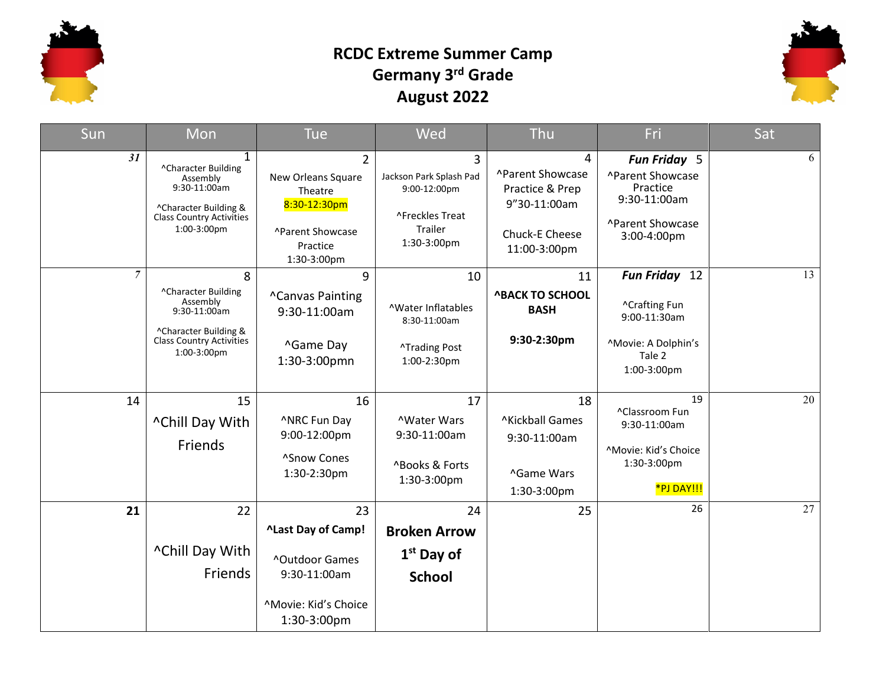# RCDC Extreme Summer Camp
## Germany 3rd Grade
## August 2022

| Sun | Mon | Tue | Wed | Thu | Fri | Sat |
|---|---|---|---|---|---|---|
| *31* | 1<br>^Character Building Assembly<br>9:30-11:00am<br>^Character Building & Class Country Activities<br>1:00-3:00pm | 2<br>New Orleans Square Theatre<br>8:30-12:30pm<br>^Parent Showcase Practice<br>1:30-3:00pm | 3<br>Jackson Park Splash Pad<br>9:00-12:00pm<br>^Freckles Treat Trailer<br>1:30-3:00pm | 4<br>^Parent Showcase Practice & Prep<br>9"30-11:00am<br>Chuck-E Cheese<br>11:00-3:00pm | ***Fun Friday*** 5<br>^Parent Showcase Practice<br>9:30-11:00am<br>^Parent Showcase<br>3:00-4:00pm | 6 |
| 7 | 8<br>^Character Building Assembly<br>9:30-11:00am<br>^Character Building & Class Country Activities<br>1:00-3:00pm | 9<br>^Canvas Painting<br>9:30-11:00am<br>^Game Day<br>1:30-3:00pmn | 10<br>^Water Inflatables<br>8:30-11:00am<br>^Trading Post<br>1:00-2:30pm | 11<br>**^BACK TO SCHOOL BASH**<br>**9:30-2:30pm** | ***Fun Friday*** 12<br>^Crafting Fun<br>9:00-11:30am<br>^Movie: A Dolphin's Tale 2<br>1:00-3:00pm | 13 |
| 14 | 15<br>^Chill Day With Friends | 16<br>^NRC Fun Day<br>9:00-12:00pm<br>^Snow Cones<br>1:30-2:30pm | 17<br>^Water Wars<br>9:30-11:00am<br>^Books & Forts<br>1:30-3:00pm | 18<br>^Kickball Games<br>9:30-11:00am<br>^Game Wars<br>1:30-3:00pm | 19<br>^Classroom Fun<br>9:30-11:00am<br>^Movie: Kid's Choice<br>1:30-3:00pm<br>*PJ DAY!!! | 20 |
| **21** | 22<br>^Chill Day With Friends | 23<br>**^Last Day of Camp!**<br>^Outdoor Games<br>9:30-11:00am<br>^Movie: Kid's Choice<br>1:30-3:00pm | 24<br>**Broken Arrow 1st Day of School** | 25 | 26 | 27 |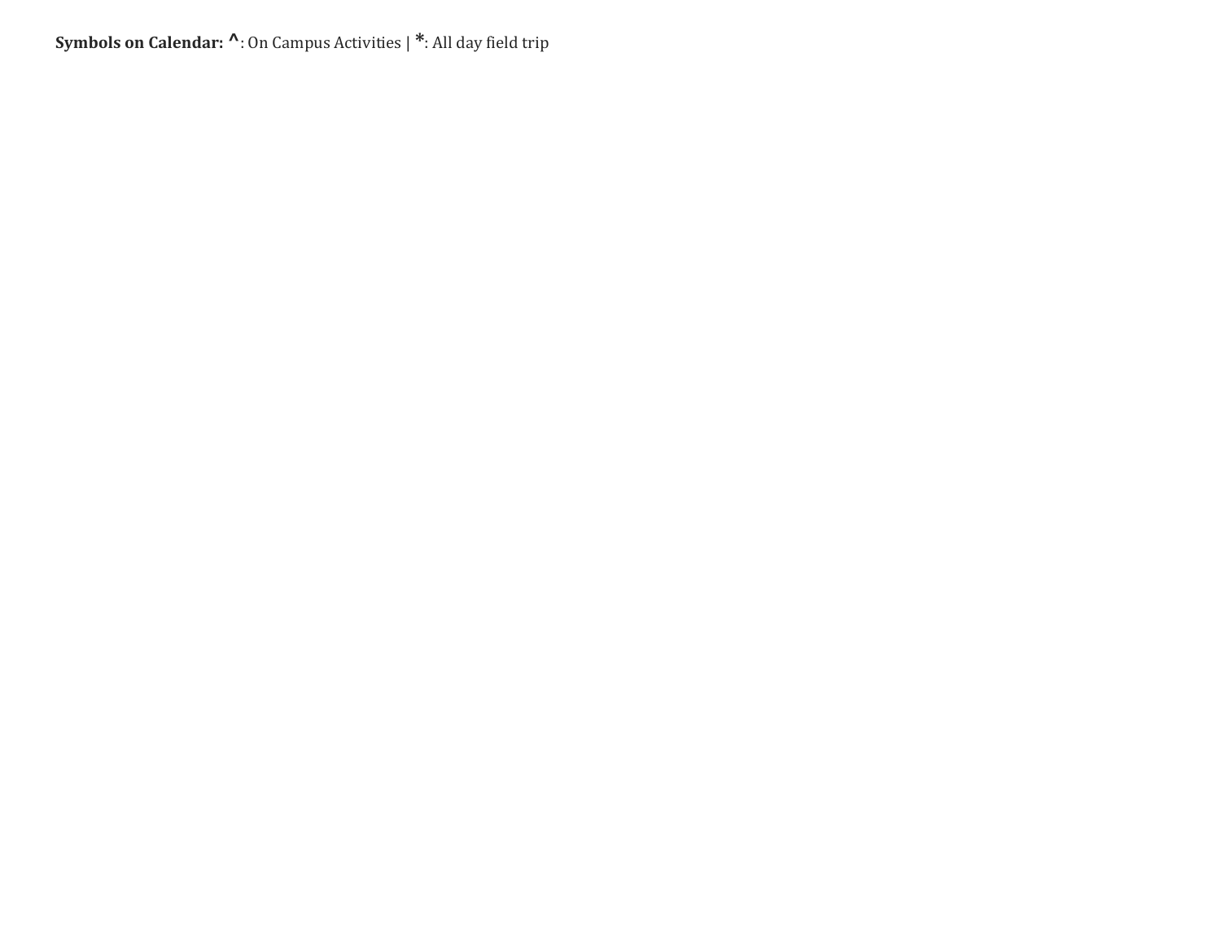**Symbols on Calendar: ^**: On Campus Activities | *****: All day field trip